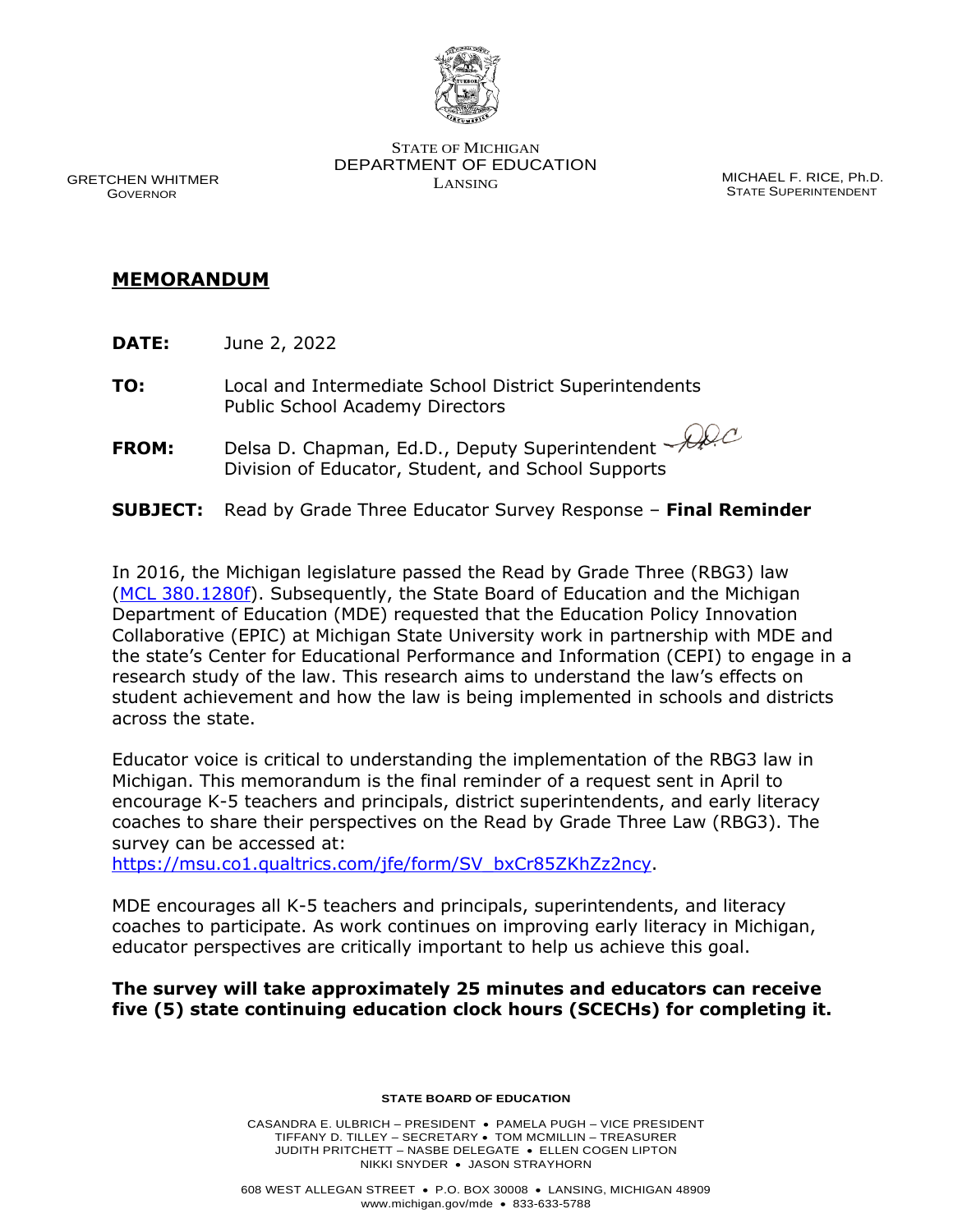STATE OF MICHIGAN
DEPARTMENT OF EDUCATION
LANSING

GRETCHEN WHITMER
GOVERNOR

MICHAEL F. RICE, Ph.D.
STATE SUPERINTENDENT

## MEMORANDUM

**DATE:** June 2, 2022

**TO:** Local and Intermediate School District Superintendents
Public School Academy Directors

**FROM:** Delsa D. Chapman, Ed.D., Deputy Superintendent
Division of Educator, Student, and School Supports

**SUBJECT:** Read by Grade Three Educator Survey Response – **Final Reminder**

In 2016, the Michigan legislature passed the Read by Grade Three (RBG3) law ([MCL 380.1280f](MCL 380.1280f)). Subsequently, the State Board of Education and the Michigan Department of Education (MDE) requested that the Education Policy Innovation Collaborative (EPIC) at Michigan State University work in partnership with MDE and the state's Center for Educational Performance and Information (CEPI) to engage in a research study of the law. This research aims to understand the law's effects on student achievement and how the law is being implemented in schools and districts across the state.

Educator voice is critical to understanding the implementation of the RBG3 law in Michigan. This memorandum is the final reminder of a request sent in April to encourage K-5 teachers and principals, district superintendents, and early literacy coaches to share their perspectives on the Read by Grade Three Law (RBG3). The survey can be accessed at:
https://msu.co1.qualtrics.com/jfe/form/SV_bxCr85ZKhZz2ncy.

MDE encourages all K-5 teachers and principals, superintendents, and literacy coaches to participate. As work continues on improving early literacy in Michigan, educator perspectives are critically important to help us achieve this goal.

**The survey will take approximately 25 minutes and educators can receive five (5) state continuing education clock hours (SCECHs) for completing it.**

**STATE BOARD OF EDUCATION**

CASANDRA E. ULBRICH – PRESIDENT • PAMELA PUGH – VICE PRESIDENT
TIFFANY D. TILLEY – SECRETARY • TOM MCMILLIN – TREASURER
JUDITH PRITCHETT – NASBE DELEGATE • ELLEN COGEN LIPTON
NIKKI SNYDER • JASON STRAYHORN

608 WEST ALLEGAN STREET • P.O. BOX 30008 • LANSING, MICHIGAN 48909
www.michigan.gov/mde • 833-633-5788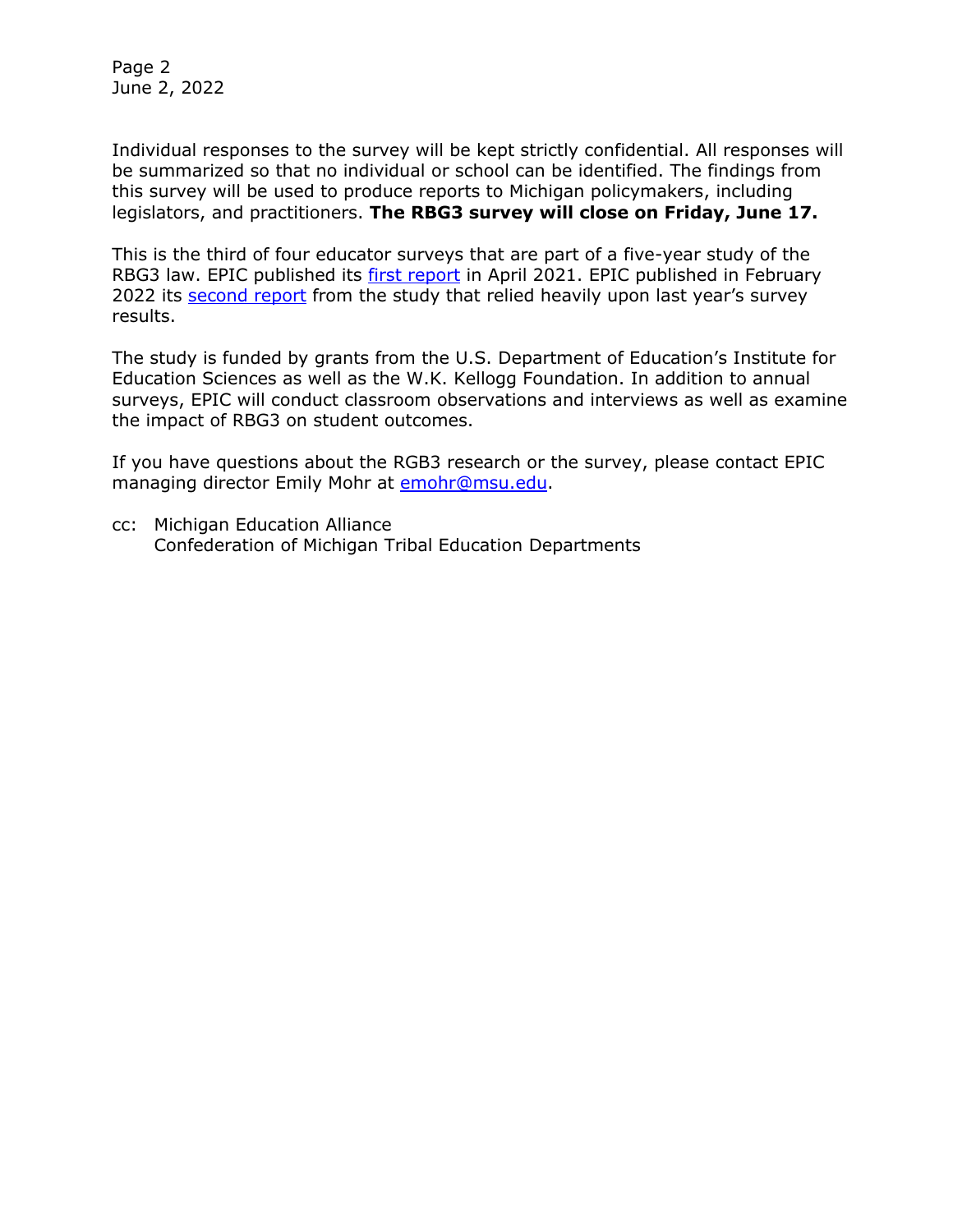Individual responses to the survey will be kept strictly confidential. All responses will be summarized so that no individual or school can be identified. The findings from this survey will be used to produce reports to Michigan policymakers, including legislators, and practitioners. **The RBG3 survey will close on Friday, June 17.**

This is the third of four educator surveys that are part of a five-year study of the RBG3 law. EPIC published its first report in April 2021. EPIC published in February 2022 its second report from the study that relied heavily upon last year's survey results.

The study is funded by grants from the U.S. Department of Education's Institute for Education Sciences as well as the W.K. Kellogg Foundation. In addition to annual surveys, EPIC will conduct classroom observations and interviews as well as examine the impact of RBG3 on student outcomes.

If you have questions about the RGB3 research or the survey, please contact EPIC managing director Emily Mohr at emohr@msu.edu.

cc: Michigan Education Alliance
Confederation of Michigan Tribal Education Departments